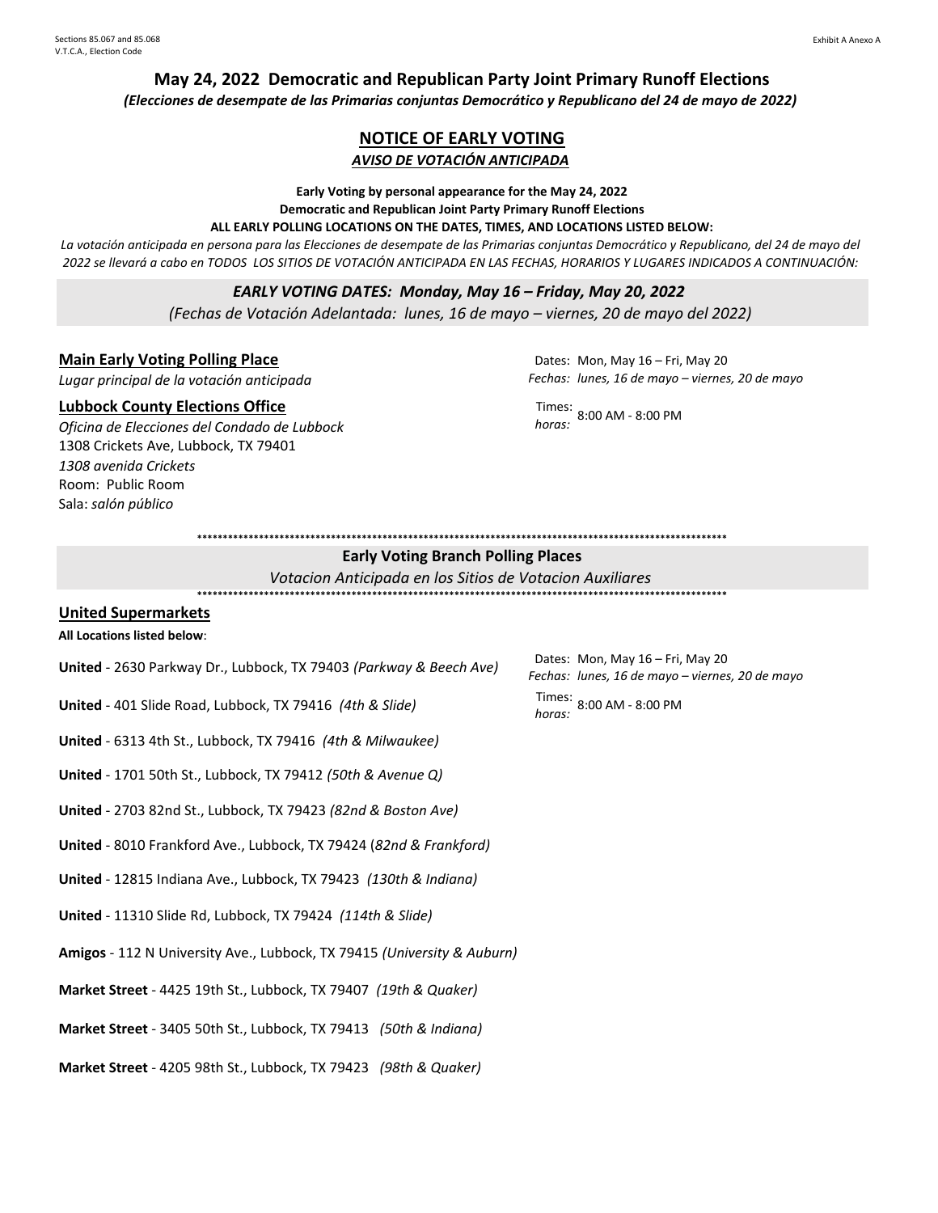Sections 85.067 and 85.068
V.T.C.A., Election Code

Exhibit A Anexo A

## May 24, 2022 Democratic and Republican Party Joint Primary Runoff Elections

*(Elecciones de desempate de las Primarias conjuntas Democrático y Republicano del 24 de mayo de 2022)*

## NOTICE OF EARLY VOTING

***AVISO DE VOTACIÓN ANTICIPADA***

**Early Voting by personal appearance for the May 24, 2022**
**Democratic and Republican Joint Party Primary Runoff Elections**
**ALL EARLY POLLING LOCATIONS ON THE DATES, TIMES, AND LOCATIONS LISTED BELOW:**

*La votación anticipada en persona para las Elecciones de desempate de las Primarias conjuntas Democrático y Republicano, del 24 de mayo del 2022 se llevará a cabo en TODOS LOS SITIOS DE VOTACIÓN ANTICIPADA EN LAS FECHAS, HORARIOS Y LUGARES INDICADOS A CONTINUACIÓN:*

***EARLY VOTING DATES: Monday, May 16 – Friday, May 20, 2022***

*(Fechas de Votación Adelantada: lunes, 16 de mayo – viernes, 20 de mayo del 2022)*

**Main Early Voting Polling Place**
*Lugar principal de la votación anticipada*

**Lubbock County Elections Office**
*Oficina de Elecciones del Condado de Lubbock*
1308 Crickets Ave, Lubbock, TX 79401
*1308 avenida Crickets*
Room: Public Room
Sala: *salón público*

Dates: Mon, May 16 – Fri, May 20
*Fechas: lunes, 16 de mayo – viernes, 20 de mayo*

Times: 8:00 AM - 8:00 PM
*horas:*

**********************************************************************************************************

**Early Voting Branch Polling Places**

*Votacion Anticipada en los Sitios de Votacion Auxiliares*

**********************************************************************************************************

**United Supermarkets**

**All Locations listed below**:

Dates: Mon, May 16 – Fri, May 20
*Fechas: lunes, 16 de mayo – viernes, 20 de mayo*

Times: 8:00 AM - 8:00 PM
*horas:*

**United** - 2630 Parkway Dr., Lubbock, TX 79403 *(Parkway & Beech Ave)*

**United** - 401 Slide Road, Lubbock, TX 79416 *(4th & Slide)*

**United** - 6313 4th St., Lubbock, TX 79416 *(4th & Milwaukee)*

**United** - 1701 50th St., Lubbock, TX 79412 *(50th & Avenue Q)*

**United** - 2703 82nd St., Lubbock, TX 79423 *(82nd & Boston Ave)*

**United** - 8010 Frankford Ave., Lubbock, TX 79424 (*82nd & Frankford)*

**United** - 12815 Indiana Ave., Lubbock, TX 79423 *(130th & Indiana)*

**United** - 11310 Slide Rd, Lubbock, TX 79424 *(114th & Slide)*

**Amigos** - 112 N University Ave., Lubbock, TX 79415 *(University & Auburn)*

**Market Street** - 4425 19th St., Lubbock, TX 79407 *(19th & Quaker)*

**Market Street** - 3405 50th St., Lubbock, TX 79413 *(50th & Indiana)*

**Market Street** - 4205 98th St., Lubbock, TX 79423 *(98th & Quaker)*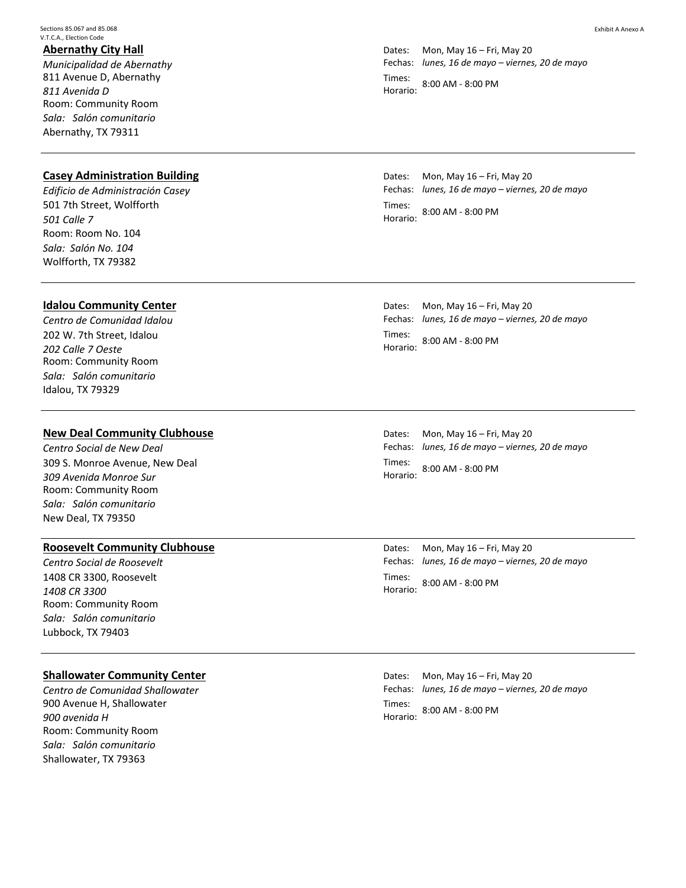**Abernathy City Hall**
*Municipalidad de Abernathy*
811 Avenue D, Abernathy
*811 Avenida D*
Room: Community Room
*Sala: Salón comunitario*
Abernathy, TX 79311

Dates: Mon, May 16 – Fri, May 20
Fechas: *lunes, 16 de mayo – viernes, 20 de mayo*
Times: / Horario: 8:00 AM - 8:00 PM

---

**Casey Administration Building**
*Edificio de Administración Casey*
501 7th Street, Wolfforth
*501 Calle 7*
Room: Room No. 104
*Sala: Salón No. 104*
Wolfforth, TX 79382

Dates: Mon, May 16 – Fri, May 20
Fechas: *lunes, 16 de mayo – viernes, 20 de mayo*
Times: / Horario: 8:00 AM - 8:00 PM

---

**Idalou Community Center**
*Centro de Comunidad Idalou*
202 W. 7th Street, Idalou
*202 Calle 7 Oeste*
Room: Community Room
*Sala: Salón comunitario*
Idalou, TX 79329

Dates: Mon, May 16 – Fri, May 20
Fechas: *lunes, 16 de mayo – viernes, 20 de mayo*
Times: / Horario: 8:00 AM - 8:00 PM

---

**New Deal Community Clubhouse**
*Centro Social de New Deal*
309 S. Monroe Avenue, New Deal
*309 Avenida Monroe Sur*
Room: Community Room
*Sala: Salón comunitario*
New Deal, TX 79350

Dates: Mon, May 16 – Fri, May 20
Fechas: *lunes, 16 de mayo – viernes, 20 de mayo*
Times: / Horario: 8:00 AM - 8:00 PM

---

**Roosevelt Community Clubhouse**
*Centro Social de Roosevelt*
1408 CR 3300, Roosevelt
*1408 CR 3300*
Room: Community Room
*Sala: Salón comunitario*
Lubbock, TX 79403

Dates: Mon, May 16 – Fri, May 20
Fechas: *lunes, 16 de mayo – viernes, 20 de mayo*
Times: / Horario: 8:00 AM - 8:00 PM

---

**Shallowater Community Center**
*Centro de Comunidad Shallowater*
900 Avenue H, Shallowater
*900 avenida H*
Room: Community Room
*Sala: Salón comunitario*
Shallowater, TX 79363

Dates: Mon, May 16 – Fri, May 20
Fechas: *lunes, 16 de mayo – viernes, 20 de mayo*
Times: / Horario: 8:00 AM - 8:00 PM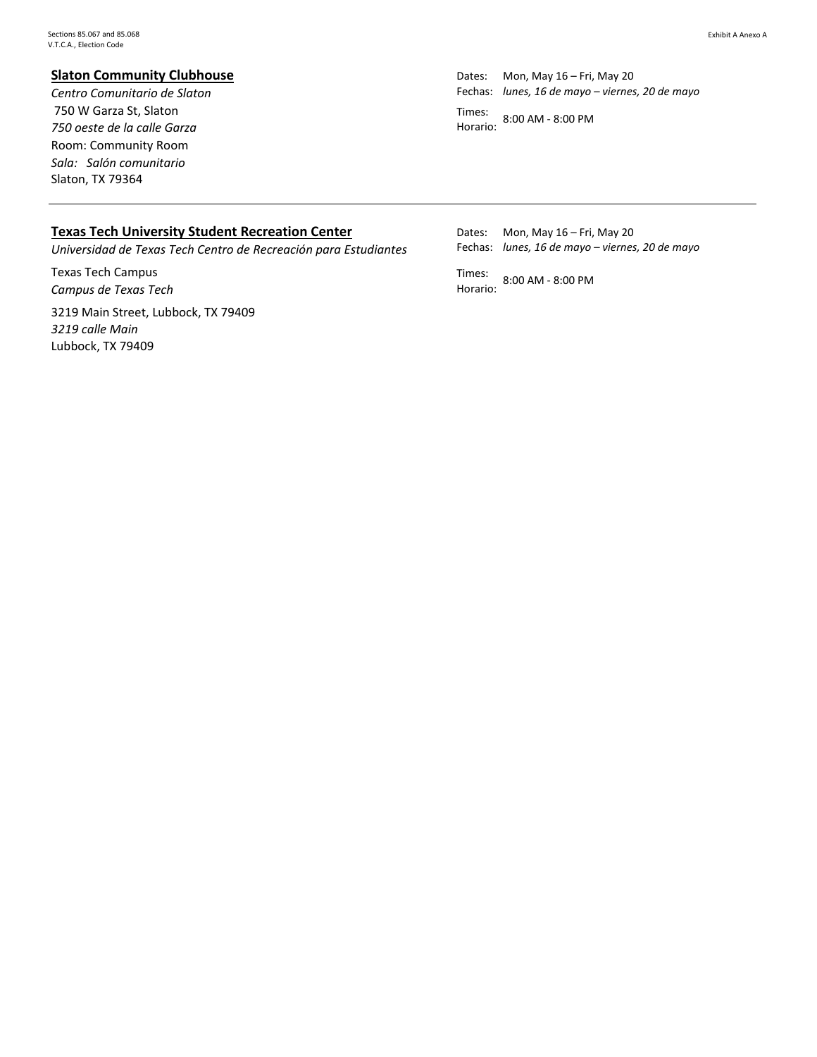**Slaton Community Clubhouse**
*Centro Comunitario de Slaton*
750 W Garza St, Slaton
*750 oeste de la calle Garza*
Room: Community Room
*Sala: Salón comunitario*
Slaton, TX 79364

Dates: Mon, May 16 – Fri, May 20
Fechas: *lunes, 16 de mayo – viernes, 20 de mayo*

Times:
Horario: 8:00 AM - 8:00 PM

---

**Texas Tech University Student Recreation Center**
*Universidad de Texas Tech Centro de Recreación para Estudiantes*

Texas Tech Campus
*Campus de Texas Tech*

3219 Main Street, Lubbock, TX 79409
*3219 calle Main*
Lubbock, TX 79409

Dates: Mon, May 16 – Fri, May 20
Fechas: *lunes, 16 de mayo – viernes, 20 de mayo*

Times:
Horario: 8:00 AM - 8:00 PM